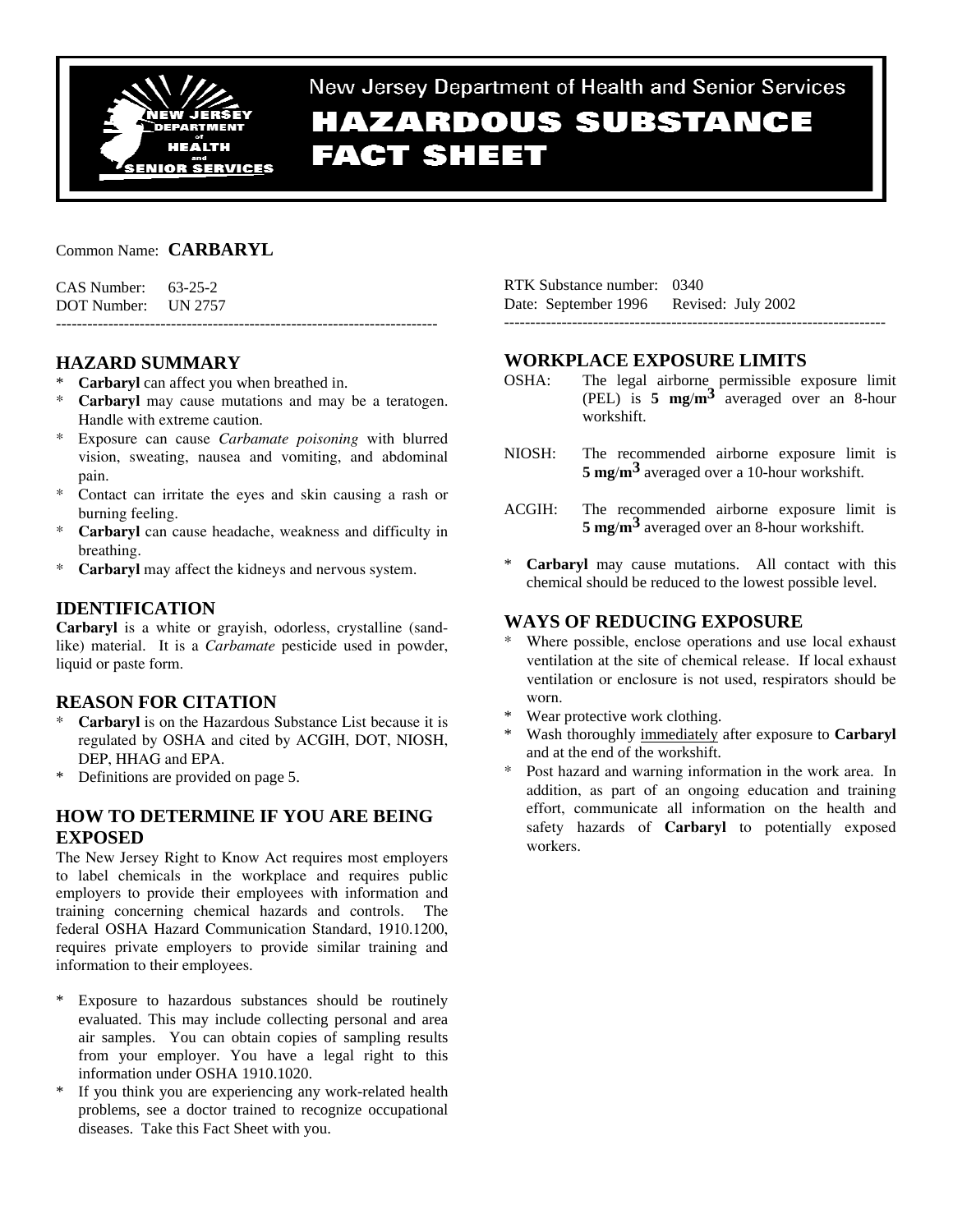New Jersey Department of Health and Senior Services

# HAZARDOUS SUBSTANCE FACT SHEET

Common Name: **CARBARYL**

CAS Number: 63-25-2
DOT Number: UN 2757

RTK Substance number: 0340
Date: September 1996 Revised: July 2002

---

## HAZARD SUMMARY

* **Carbaryl** can affect you when breathed in.
* **Carbaryl** may cause mutations and may be a teratogen. Handle with extreme caution.
* Exposure can cause *Carbamate poisoning* with blurred vision, sweating, nausea and vomiting, and abdominal pain.
* Contact can irritate the eyes and skin causing a rash or burning feeling.
* **Carbaryl** can cause headache, weakness and difficulty in breathing.
* **Carbaryl** may affect the kidneys and nervous system.

## IDENTIFICATION

**Carbaryl** is a white or grayish, odorless, crystalline (sand-like) material. It is a *Carbamate* pesticide used in powder, liquid or paste form.

## REASON FOR CITATION

* **Carbaryl** is on the Hazardous Substance List because it is regulated by OSHA and cited by ACGIH, DOT, NIOSH, DEP, HHAG and EPA.
* Definitions are provided on page 5.

## HOW TO DETERMINE IF YOU ARE BEING EXPOSED

The New Jersey Right to Know Act requires most employers to label chemicals in the workplace and requires public employers to provide their employees with information and training concerning chemical hazards and controls. The federal OSHA Hazard Communication Standard, 1910.1200, requires private employers to provide similar training and information to their employees.

* Exposure to hazardous substances should be routinely evaluated. This may include collecting personal and area air samples. You can obtain copies of sampling results from your employer. You have a legal right to this information under OSHA 1910.1020.
* If you think you are experiencing any work-related health problems, see a doctor trained to recognize occupational diseases. Take this Fact Sheet with you.

## WORKPLACE EXPOSURE LIMITS

OSHA: The legal airborne permissible exposure limit (PEL) is **5 mg/m$^3$** averaged over an 8-hour workshift.

NIOSH: The recommended airborne exposure limit is **5 mg/m$^3$** averaged over a 10-hour workshift.

ACGIH: The recommended airborne exposure limit is **5 mg/m$^3$** averaged over an 8-hour workshift.

* **Carbaryl** may cause mutations. All contact with this chemical should be reduced to the lowest possible level.

## WAYS OF REDUCING EXPOSURE

* Where possible, enclose operations and use local exhaust ventilation at the site of chemical release. If local exhaust ventilation or enclosure is not used, respirators should be worn.
* Wear protective work clothing.
* Wash thoroughly immediately after exposure to **Carbaryl** and at the end of the workshift.
* Post hazard and warning information in the work area. In addition, as part of an ongoing education and training effort, communicate all information on the health and safety hazards of **Carbaryl** to potentially exposed workers.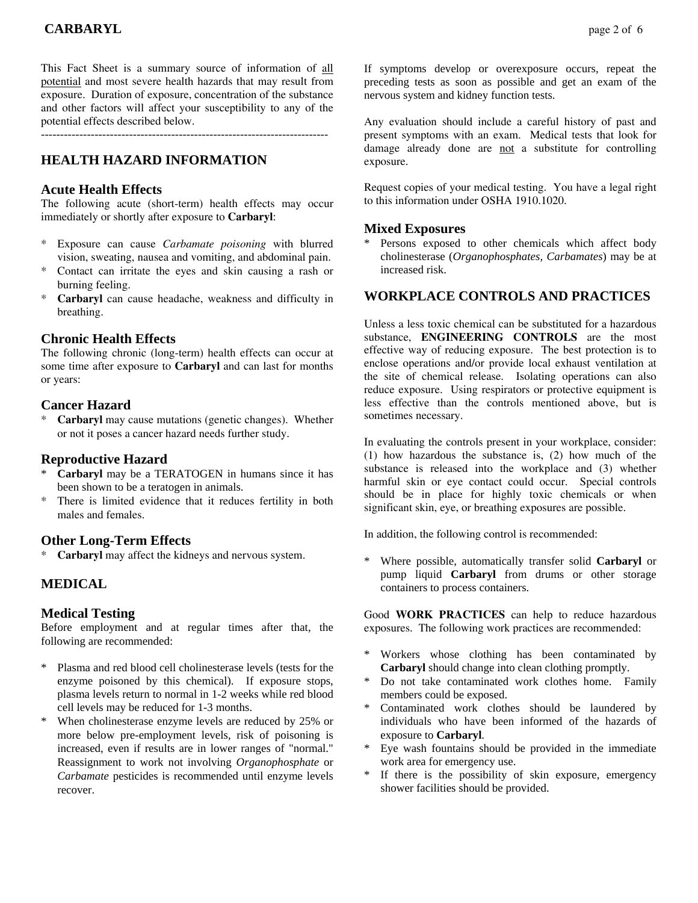This Fact Sheet is a summary source of information of all potential and most severe health hazards that may result from exposure. Duration of exposure, concentration of the substance and other factors will affect your susceptibility to any of the potential effects described below.

---------------------------------------------------------------------------

## HEALTH HAZARD INFORMATION

### Acute Health Effects

The following acute (short-term) health effects may occur immediately or shortly after exposure to **Carbaryl**:

* Exposure can cause *Carbamate poisoning* with blurred vision, sweating, nausea and vomiting, and abdominal pain.
* Contact can irritate the eyes and skin causing a rash or burning feeling.
* **Carbaryl** can cause headache, weakness and difficulty in breathing.

### Chronic Health Effects

The following chronic (long-term) health effects can occur at some time after exposure to **Carbaryl** and can last for months or years:

### Cancer Hazard

* **Carbaryl** may cause mutations (genetic changes). Whether or not it poses a cancer hazard needs further study.

### Reproductive Hazard

* **Carbaryl** may be a TERATOGEN in humans since it has been shown to be a teratogen in animals.
* There is limited evidence that it reduces fertility in both males and females.

### Other Long-Term Effects

* **Carbaryl** may affect the kidneys and nervous system.

## MEDICAL

### Medical Testing

Before employment and at regular times after that, the following are recommended:

* Plasma and red blood cell cholinesterase levels (tests for the enzyme poisoned by this chemical). If exposure stops, plasma levels return to normal in 1-2 weeks while red blood cell levels may be reduced for 1-3 months.
* When cholinesterase enzyme levels are reduced by 25% or more below pre-employment levels, risk of poisoning is increased, even if results are in lower ranges of "normal." Reassignment to work not involving *Organophosphate* or *Carbamate* pesticides is recommended until enzyme levels recover.

If symptoms develop or overexposure occurs, repeat the preceding tests as soon as possible and get an exam of the nervous system and kidney function tests.

Any evaluation should include a careful history of past and present symptoms with an exam. Medical tests that look for damage already done are not a substitute for controlling exposure.

Request copies of your medical testing. You have a legal right to this information under OSHA 1910.1020.

### Mixed Exposures

* Persons exposed to other chemicals which affect body cholinesterase (*Organophosphates, Carbamates*) may be at increased risk.

## WORKPLACE CONTROLS AND PRACTICES

Unless a less toxic chemical can be substituted for a hazardous substance, **ENGINEERING CONTROLS** are the most effective way of reducing exposure. The best protection is to enclose operations and/or provide local exhaust ventilation at the site of chemical release. Isolating operations can also reduce exposure. Using respirators or protective equipment is less effective than the controls mentioned above, but is sometimes necessary.

In evaluating the controls present in your workplace, consider: (1) how hazardous the substance is, (2) how much of the substance is released into the workplace and (3) whether harmful skin or eye contact could occur. Special controls should be in place for highly toxic chemicals or when significant skin, eye, or breathing exposures are possible.

In addition, the following control is recommended:

* Where possible, automatically transfer solid **Carbaryl** or pump liquid **Carbaryl** from drums or other storage containers to process containers.

Good **WORK PRACTICES** can help to reduce hazardous exposures. The following work practices are recommended:

* Workers whose clothing has been contaminated by **Carbaryl** should change into clean clothing promptly.
* Do not take contaminated work clothes home. Family members could be exposed.
* Contaminated work clothes should be laundered by individuals who have been informed of the hazards of exposure to **Carbaryl**.
* Eye wash fountains should be provided in the immediate work area for emergency use.
* If there is the possibility of skin exposure, emergency shower facilities should be provided.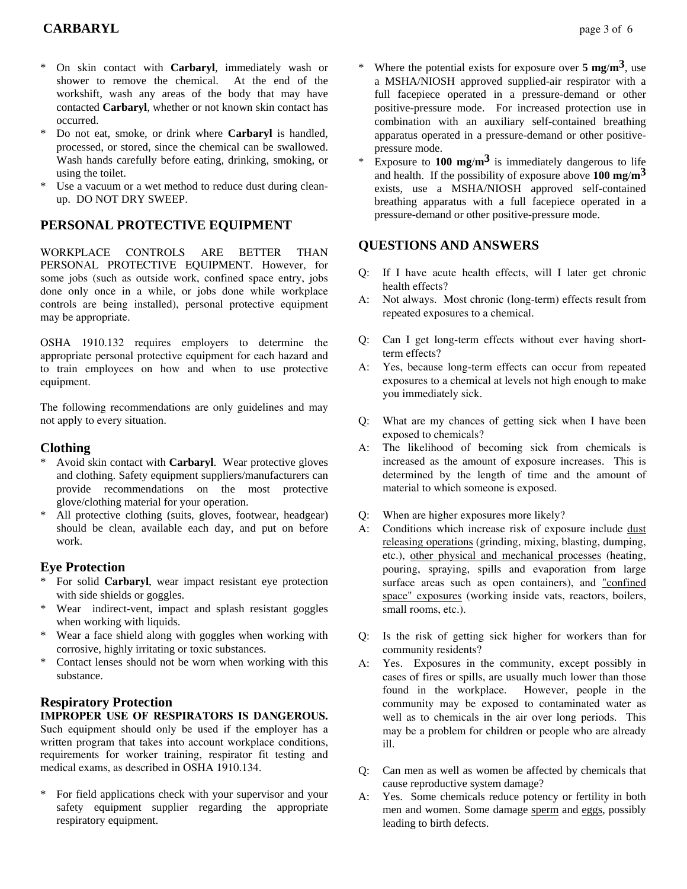* On skin contact with **Carbaryl**, immediately wash or shower to remove the chemical. At the end of the workshift, wash any areas of the body that may have contacted **Carbaryl**, whether or not known skin contact has occurred.
* Do not eat, smoke, or drink where **Carbaryl** is handled, processed, or stored, since the chemical can be swallowed. Wash hands carefully before eating, drinking, smoking, or using the toilet.
* Use a vacuum or a wet method to reduce dust during clean-up. DO NOT DRY SWEEP.

## PERSONAL PROTECTIVE EQUIPMENT

WORKPLACE CONTROLS ARE BETTER THAN PERSONAL PROTECTIVE EQUIPMENT. However, for some jobs (such as outside work, confined space entry, jobs done only once in a while, or jobs done while workplace controls are being installed), personal protective equipment may be appropriate.

OSHA 1910.132 requires employers to determine the appropriate personal protective equipment for each hazard and to train employees on how and when to use protective equipment.

The following recommendations are only guidelines and may not apply to every situation.

### Clothing

* Avoid skin contact with **Carbaryl**. Wear protective gloves and clothing. Safety equipment suppliers/manufacturers can provide recommendations on the most protective glove/clothing material for your operation.
* All protective clothing (suits, gloves, footwear, headgear) should be clean, available each day, and put on before work.

### Eye Protection

* For solid **Carbaryl**, wear impact resistant eye protection with side shields or goggles.
* Wear indirect-vent, impact and splash resistant goggles when working with liquids.
* Wear a face shield along with goggles when working with corrosive, highly irritating or toxic substances.
* Contact lenses should not be worn when working with this substance.

### Respiratory Protection

**IMPROPER USE OF RESPIRATORS IS DANGEROUS.** Such equipment should only be used if the employer has a written program that takes into account workplace conditions, requirements for worker training, respirator fit testing and medical exams, as described in OSHA 1910.134.

* For field applications check with your supervisor and your safety equipment supplier regarding the appropriate respiratory equipment.
* Where the potential exists for exposure over **5 mg/m$^3$**, use a MSHA/NIOSH approved supplied-air respirator with a full facepiece operated in a pressure-demand or other positive-pressure mode. For increased protection use in combination with an auxiliary self-contained breathing apparatus operated in a pressure-demand or other positive-pressure mode.
* Exposure to **100 mg/m$^3$** is immediately dangerous to life and health. If the possibility of exposure above **100 mg/m$^3$** exists, use a MSHA/NIOSH approved self-contained breathing apparatus with a full facepiece operated in a pressure-demand or other positive-pressure mode.

## QUESTIONS AND ANSWERS

Q: If I have acute health effects, will I later get chronic health effects?
A: Not always. Most chronic (long-term) effects result from repeated exposures to a chemical.

Q: Can I get long-term effects without ever having short-term effects?
A: Yes, because long-term effects can occur from repeated exposures to a chemical at levels not high enough to make you immediately sick.

Q: What are my chances of getting sick when I have been exposed to chemicals?
A: The likelihood of becoming sick from chemicals is increased as the amount of exposure increases. This is determined by the length of time and the amount of material to which someone is exposed.

Q: When are higher exposures more likely?
A: Conditions which increase risk of exposure include dust releasing operations (grinding, mixing, blasting, dumping, etc.), other physical and mechanical processes (heating, pouring, spraying, spills and evaporation from large surface areas such as open containers), and "confined space" exposures (working inside vats, reactors, boilers, small rooms, etc.).

Q: Is the risk of getting sick higher for workers than for community residents?
A: Yes. Exposures in the community, except possibly in cases of fires or spills, are usually much lower than those found in the workplace. However, people in the community may be exposed to contaminated water as well as to chemicals in the air over long periods. This may be a problem for children or people who are already ill.

Q: Can men as well as women be affected by chemicals that cause reproductive system damage?
A: Yes. Some chemicals reduce potency or fertility in both men and women. Some damage sperm and eggs, possibly leading to birth defects.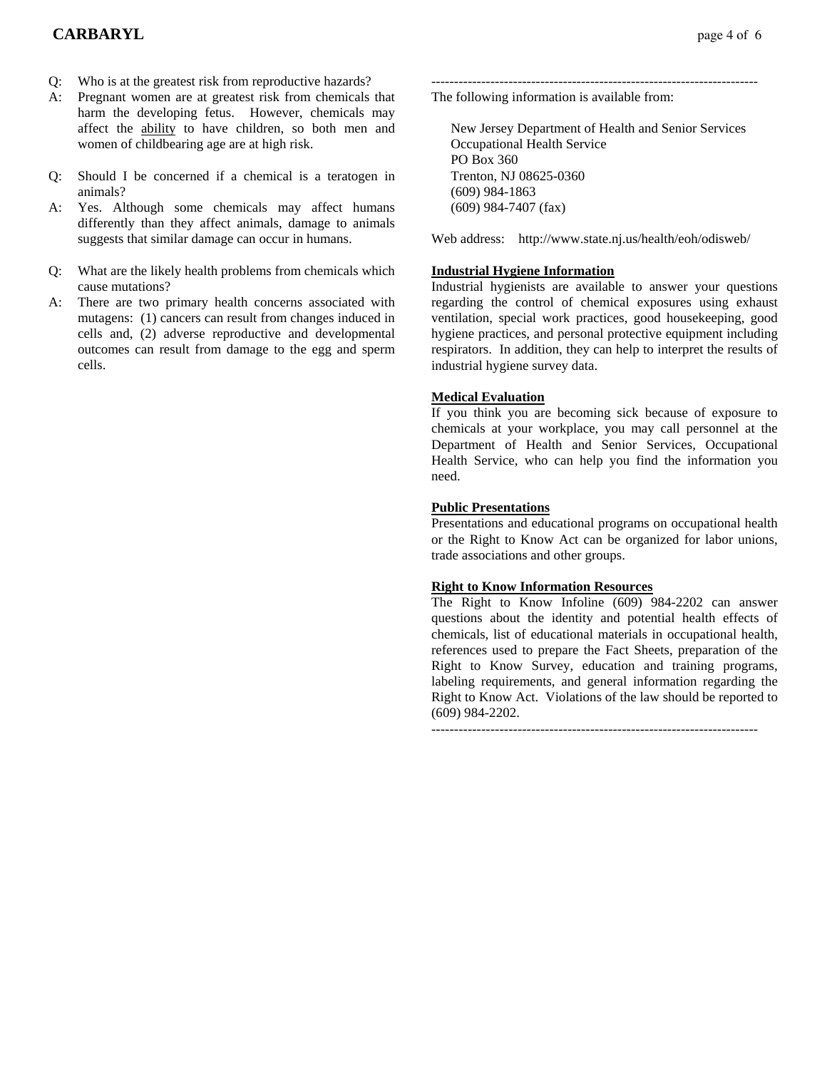Q: Who is at the greatest risk from reproductive hazards?

A: Pregnant women are at greatest risk from chemicals that harm the developing fetus. However, chemicals may affect the <u>ability</u> to have children, so both men and women of childbearing age are at high risk.

Q: Should I be concerned if a chemical is a teratogen in animals?

A: Yes. Although some chemicals may affect humans differently than they affect animals, damage to animals suggests that similar damage can occur in humans.

Q: What are the likely health problems from chemicals which cause mutations?

A: There are two primary health concerns associated with mutagens: (1) cancers can result from changes induced in cells and, (2) adverse reproductive and developmental outcomes can result from damage to the egg and sperm cells.

------------------------------------------------------------------------

The following information is available from:

New Jersey Department of Health and Senior Services
Occupational Health Service
PO Box 360
Trenton, NJ 08625-0360
(609) 984-1863
(609) 984-7407 (fax)

Web address: http://www.state.nj.us/health/eoh/odisweb/

**Industrial Hygiene Information**

Industrial hygienists are available to answer your questions regarding the control of chemical exposures using exhaust ventilation, special work practices, good housekeeping, good hygiene practices, and personal protective equipment including respirators. In addition, they can help to interpret the results of industrial hygiene survey data.

**Medical Evaluation**

If you think you are becoming sick because of exposure to chemicals at your workplace, you may call personnel at the Department of Health and Senior Services, Occupational Health Service, who can help you find the information you need.

**Public Presentations**

Presentations and educational programs on occupational health or the Right to Know Act can be organized for labor unions, trade associations and other groups.

**Right to Know Information Resources**

The Right to Know Infoline (609) 984-2202 can answer questions about the identity and potential health effects of chemicals, list of educational materials in occupational health, references used to prepare the Fact Sheets, preparation of the Right to Know Survey, education and training programs, labeling requirements, and general information regarding the Right to Know Act. Violations of the law should be reported to (609) 984-2202.

------------------------------------------------------------------------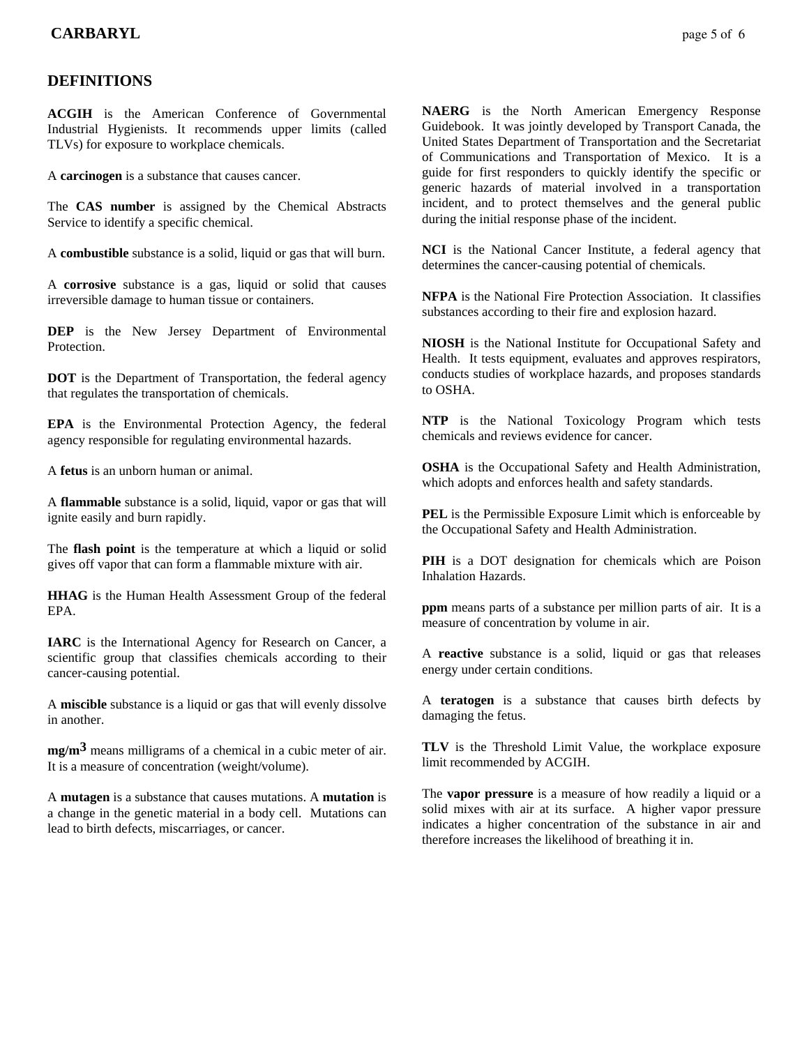## DEFINITIONS

**ACGIH** is the American Conference of Governmental Industrial Hygienists. It recommends upper limits (called TLVs) for exposure to workplace chemicals.

A **carcinogen** is a substance that causes cancer.

The **CAS number** is assigned by the Chemical Abstracts Service to identify a specific chemical.

A **combustible** substance is a solid, liquid or gas that will burn.

A **corrosive** substance is a gas, liquid or solid that causes irreversible damage to human tissue or containers.

**DEP** is the New Jersey Department of Environmental Protection.

**DOT** is the Department of Transportation, the federal agency that regulates the transportation of chemicals.

**EPA** is the Environmental Protection Agency, the federal agency responsible for regulating environmental hazards.

A **fetus** is an unborn human or animal.

A **flammable** substance is a solid, liquid, vapor or gas that will ignite easily and burn rapidly.

The **flash point** is the temperature at which a liquid or solid gives off vapor that can form a flammable mixture with air.

**HHAG** is the Human Health Assessment Group of the federal EPA.

**IARC** is the International Agency for Research on Cancer, a scientific group that classifies chemicals according to their cancer-causing potential.

A **miscible** substance is a liquid or gas that will evenly dissolve in another.

**$mg/m^3$** means milligrams of a chemical in a cubic meter of air. It is a measure of concentration (weight/volume).

A **mutagen** is a substance that causes mutations. A **mutation** is a change in the genetic material in a body cell. Mutations can lead to birth defects, miscarriages, or cancer.

**NAERG** is the North American Emergency Response Guidebook. It was jointly developed by Transport Canada, the United States Department of Transportation and the Secretariat of Communications and Transportation of Mexico. It is a guide for first responders to quickly identify the specific or generic hazards of material involved in a transportation incident, and to protect themselves and the general public during the initial response phase of the incident.

**NCI** is the National Cancer Institute, a federal agency that determines the cancer-causing potential of chemicals.

**NFPA** is the National Fire Protection Association. It classifies substances according to their fire and explosion hazard.

**NIOSH** is the National Institute for Occupational Safety and Health. It tests equipment, evaluates and approves respirators, conducts studies of workplace hazards, and proposes standards to OSHA.

**NTP** is the National Toxicology Program which tests chemicals and reviews evidence for cancer.

**OSHA** is the Occupational Safety and Health Administration, which adopts and enforces health and safety standards.

**PEL** is the Permissible Exposure Limit which is enforceable by the Occupational Safety and Health Administration.

**PIH** is a DOT designation for chemicals which are Poison Inhalation Hazards.

**ppm** means parts of a substance per million parts of air. It is a measure of concentration by volume in air.

A **reactive** substance is a solid, liquid or gas that releases energy under certain conditions.

A **teratogen** is a substance that causes birth defects by damaging the fetus.

**TLV** is the Threshold Limit Value, the workplace exposure limit recommended by ACGIH.

The **vapor pressure** is a measure of how readily a liquid or a solid mixes with air at its surface. A higher vapor pressure indicates a higher concentration of the substance in air and therefore increases the likelihood of breathing it in.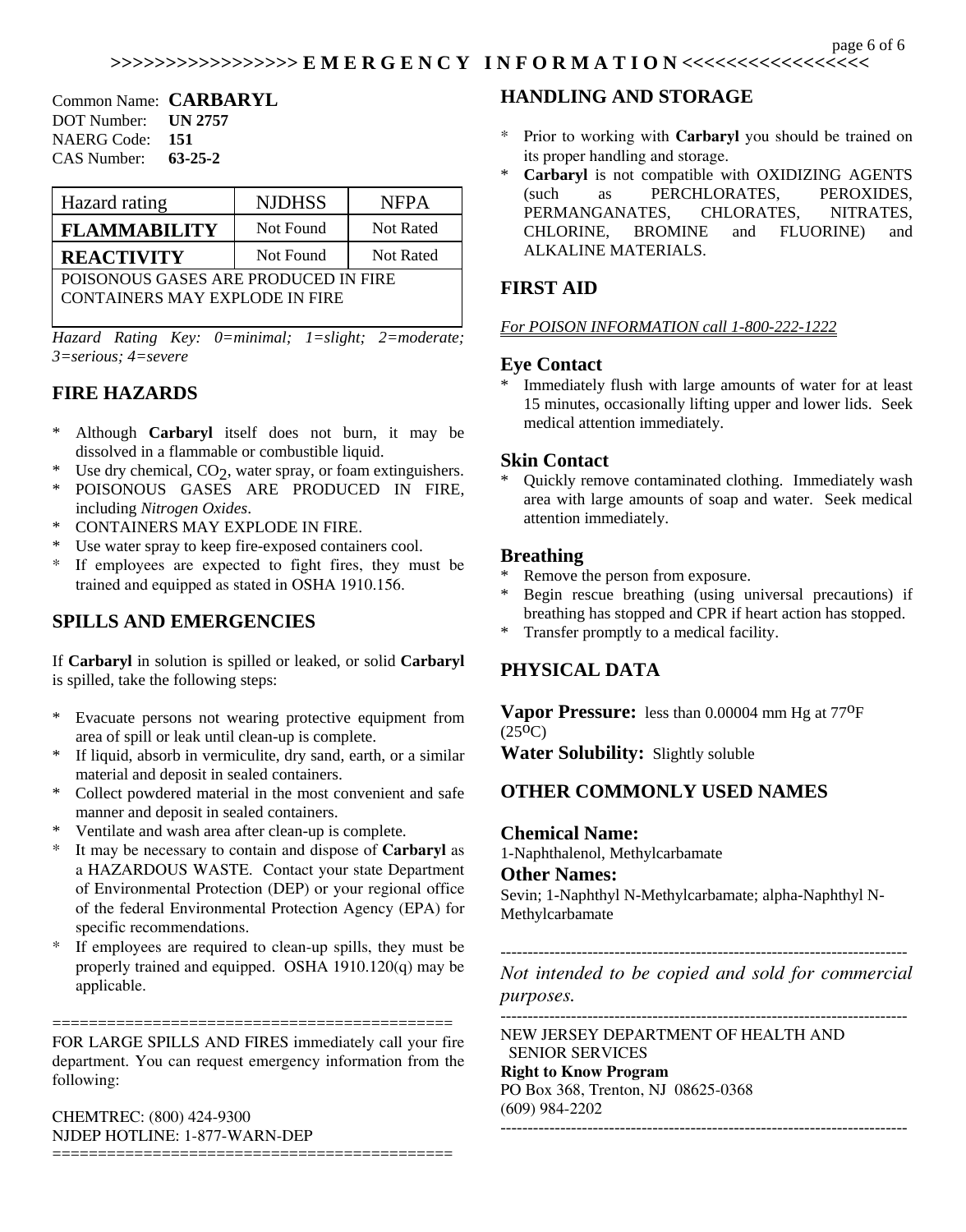>>>>>>>>>>>>>>>>> **E M E R G E N C Y   I N F O R M A T I O N** <<<<<<<<<<<<<<<<<

Common Name: **CARBARYL**
DOT Number: **UN 2757**
NAERG Code: **151**
CAS Number: **63-25-2**

| Hazard rating | NJDHSS | NFPA |
|---|---|---|
| **FLAMMABILITY** | Not Found | Not Rated |
| **REACTIVITY** | Not Found | Not Rated |
| POISONOUS GASES ARE PRODUCED IN FIRE<br>CONTAINERS MAY EXPLODE IN FIRE | | |

*Hazard Rating Key: 0=minimal; 1=slight; 2=moderate; 3=serious; 4=severe*

## FIRE HAZARDS

* Although **Carbaryl** itself does not burn, it may be dissolved in a flammable or combustible liquid.
* Use dry chemical, $CO_2$, water spray, or foam extinguishers.
* POISONOUS GASES ARE PRODUCED IN FIRE, including *Nitrogen Oxides*.
* CONTAINERS MAY EXPLODE IN FIRE.
* Use water spray to keep fire-exposed containers cool.
* If employees are expected to fight fires, they must be trained and equipped as stated in OSHA 1910.156.

## SPILLS AND EMERGENCIES

If **Carbaryl** in solution is spilled or leaked, or solid **Carbaryl** is spilled, take the following steps:

* Evacuate persons not wearing protective equipment from area of spill or leak until clean-up is complete.
* If liquid, absorb in vermiculite, dry sand, earth, or a similar material and deposit in sealed containers.
* Collect powdered material in the most convenient and safe manner and deposit in sealed containers.
* Ventilate and wash area after clean-up is complete.
* It may be necessary to contain and dispose of **Carbaryl** as a HAZARDOUS WASTE. Contact your state Department of Environmental Protection (DEP) or your regional office of the federal Environmental Protection Agency (EPA) for specific recommendations.
* If employees are required to clean-up spills, they must be properly trained and equipped. OSHA 1910.120(q) may be applicable.

==========================================

FOR LARGE SPILLS AND FIRES immediately call your fire department. You can request emergency information from the following:

CHEMTREC: (800) 424-9300
NJDEP HOTLINE: 1-877-WARN-DEP

==========================================

## HANDLING AND STORAGE

* Prior to working with **Carbaryl** you should be trained on its proper handling and storage.
* **Carbaryl** is not compatible with OXIDIZING AGENTS (such as PERCHLORATES, PEROXIDES, PERMANGANATES, CHLORATES, NITRATES, CHLORINE, BROMINE and FLUORINE) and ALKALINE MATERIALS.

## FIRST AID

*For POISON INFORMATION call 1-800-222-1222*

### Eye Contact

* Immediately flush with large amounts of water for at least 15 minutes, occasionally lifting upper and lower lids. Seek medical attention immediately.

### Skin Contact

* Quickly remove contaminated clothing. Immediately wash area with large amounts of soap and water. Seek medical attention immediately.

### Breathing

* Remove the person from exposure.
* Begin rescue breathing (using universal precautions) if breathing has stopped and CPR if heart action has stopped.
* Transfer promptly to a medical facility.

## PHYSICAL DATA

**Vapor Pressure:** less than 0.00004 mm Hg at $77^oF$ ($25^oC$)
**Water Solubility:** Slightly soluble

## OTHER COMMONLY USED NAMES

### Chemical Name:

1-Naphthalenol, Methylcarbamate

### Other Names:

Sevin; 1-Naphthyl N-Methylcarbamate; alpha-Naphthyl N-Methylcarbamate

---

*Not intended to be copied and sold for commercial purposes.*

---

NEW JERSEY DEPARTMENT OF HEALTH AND SENIOR SERVICES
**Right to Know Program**
PO Box 368, Trenton, NJ 08625-0368
(609) 984-2202

---